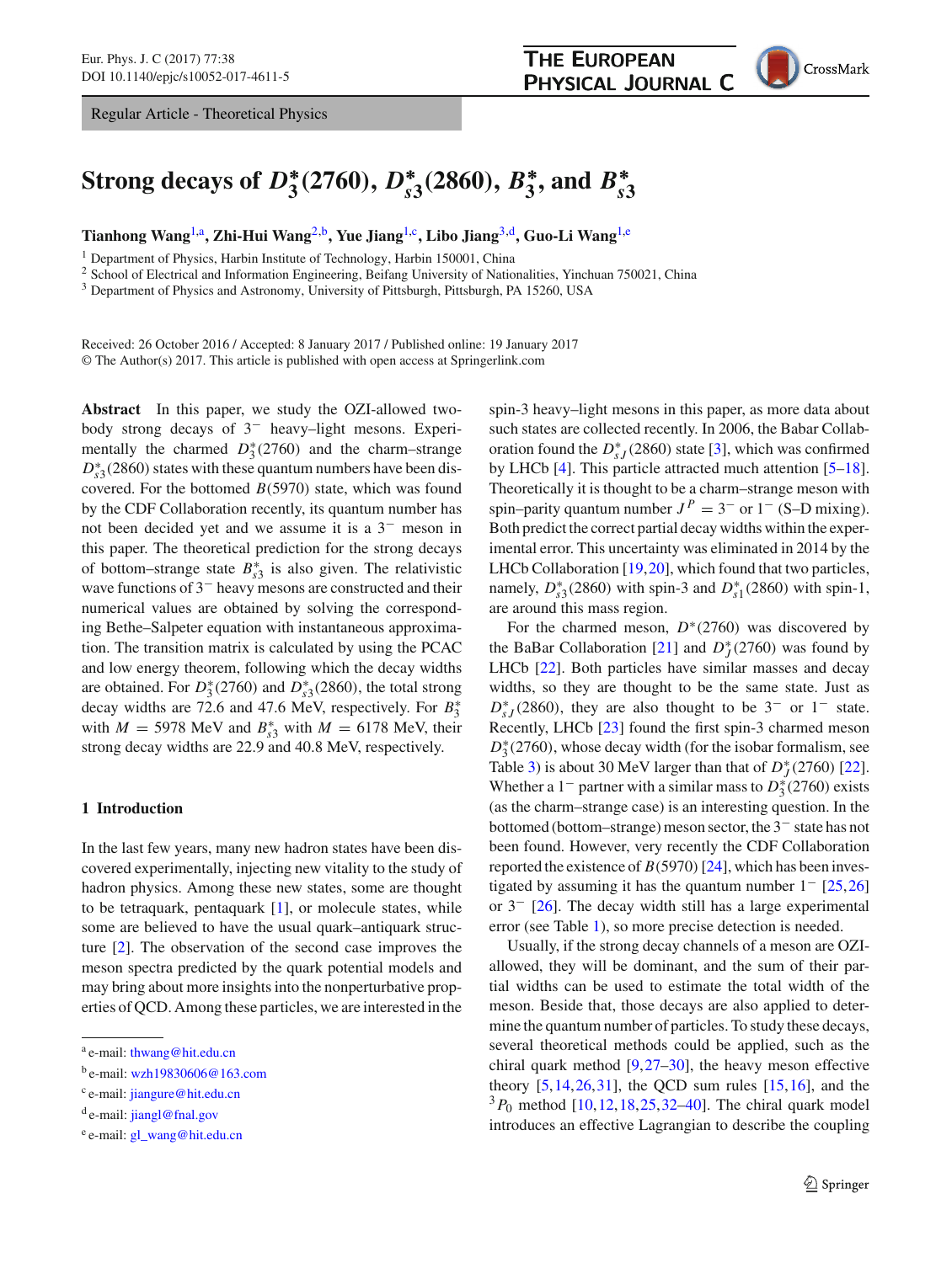Regular Article - Theoretical Physics

# Strong decays of $D_3^*(2760)$, $D_{s3}^*(2860)$, $B_3^*$, and $B_{s3}^*$

**Tianhong Wang**[1,a], **Zhi-Hui Wang**[2,b], **Yue Jiang**[1,c], **Libo Jiang**[3,d], **Guo-Li Wang**[1,e]

[1] Department of Physics, Harbin Institute of Technology, Harbin 150001, China
[2] School of Electrical and Information Engineering, Beifang University of Nationalities, Yinchuan 750021, China
[3] Department of Physics and Astronomy, University of Pittsburgh, Pittsburgh, PA 15260, USA

Received: 26 October 2016 / Accepted: 8 January 2017 / Published online: 19 January 2017
© The Author(s) 2017. This article is published with open access at Springerlink.com

**Abstract** In this paper, we study the OZI-allowed two-body strong decays of $3^-$ heavy–light mesons. Experimentally the charmed $D_3^*(2760)$ and the charm–strange $D_{s3}^*(2860)$ states with these quantum numbers have been discovered. For the bottomed $B(5970)$ state, which was found by the CDF Collaboration recently, its quantum number has not been decided yet and we assume it is a $3^-$ meson in this paper. The theoretical prediction for the strong decays of bottom–strange state $B_{s3}^*$ is also given. The relativistic wave functions of $3^-$ heavy mesons are constructed and their numerical values are obtained by solving the corresponding Bethe–Salpeter equation with instantaneous approximation. The transition matrix is calculated by using the PCAC and low energy theorem, following which the decay widths are obtained. For $D_3^*(2760)$ and $D_{s3}^*(2860)$, the total strong decay widths are 72.6 and 47.6 MeV, respectively. For $B_3^*$ with $M = 5978$ MeV and $B_{s3}^*$ with $M = 6178$ MeV, their strong decay widths are 22.9 and 40.8 MeV, respectively.

## 1 Introduction

In the last few years, many new hadron states have been discovered experimentally, injecting new vitality to the study of hadron physics. Among these new states, some are thought to be tetraquark, pentaquark [1], or molecule states, while some are believed to have the usual quark–antiquark structure [2]. The observation of the second case improves the meson spectra predicted by the quark potential models and may bring about more insights into the nonperturbative properties of QCD. Among these particles, we are interested in the spin-3 heavy–light mesons in this paper, as more data about such states are collected recently. In 2006, the Babar Collaboration found the $D_{sJ}^*(2860)$ state [3], which was confirmed by LHCb [4]. This particle attracted much attention [5–18]. Theoretically it is thought to be a charm–strange meson with spin–parity quantum number $J^P = 3^-$ or $1^-$ (S–D mixing). Both predict the correct partial decay widths within the experimental error. This uncertainty was eliminated in 2014 by the LHCb Collaboration [19,20], which found that two particles, namely, $D_{s3}^*(2860)$ with spin-3 and $D_{s1}^*(2860)$ with spin-1, are around this mass region.

For the charmed meson, $D^*(2760)$ was discovered by the BaBar Collaboration [21] and $D_J^*(2760)$ was found by LHCb [22]. Both particles have similar masses and decay widths, so they are thought to be the same state. Just as $D_{sJ}^*(2860)$, they are also thought to be $3^-$ or $1^-$ state. Recently, LHCb [23] found the first spin-3 charmed meson $D_3^*(2760)$, whose decay width (for the isobar formalism, see Table 3) is about 30 MeV larger than that of $D_J^*(2760)$ [22]. Whether a $1^-$ partner with a similar mass to $D_3^*(2760)$ exists (as the charm–strange case) is an interesting question. In the bottomed (bottom–strange) meson sector, the $3^-$ state has not been found. However, very recently the CDF Collaboration reported the existence of $B(5970)$ [24], which has been investigated by assuming it has the quantum number $1^-$ [25,26] or $3^-$ [26]. The decay width still has a large experimental error (see Table 1), so more precise detection is needed.

Usually, if the strong decay channels of a meson are OZI-allowed, they will be dominant, and the sum of their partial widths can be used to estimate the total width of the meson. Beside that, those decays are also applied to determine the quantum number of particles. To study these decays, several theoretical methods could be applied, such as the chiral quark method [9,27–30], the heavy meson effective theory [5,14,26,31], the QCD sum rules [15,16], and the $^3P_0$ method [10,12,18,25,32–40]. The chiral quark model introduces an effective Lagrangian to describe the coupling

[a] e-mail: thwang@hit.edu.cn
[b] e-mail: wzh19830606@163.com
[c] e-mail: jiangure@hit.edu.cn
[d] e-mail: jiangl@fnal.gov
[e] e-mail: gl_wang@hit.edu.cn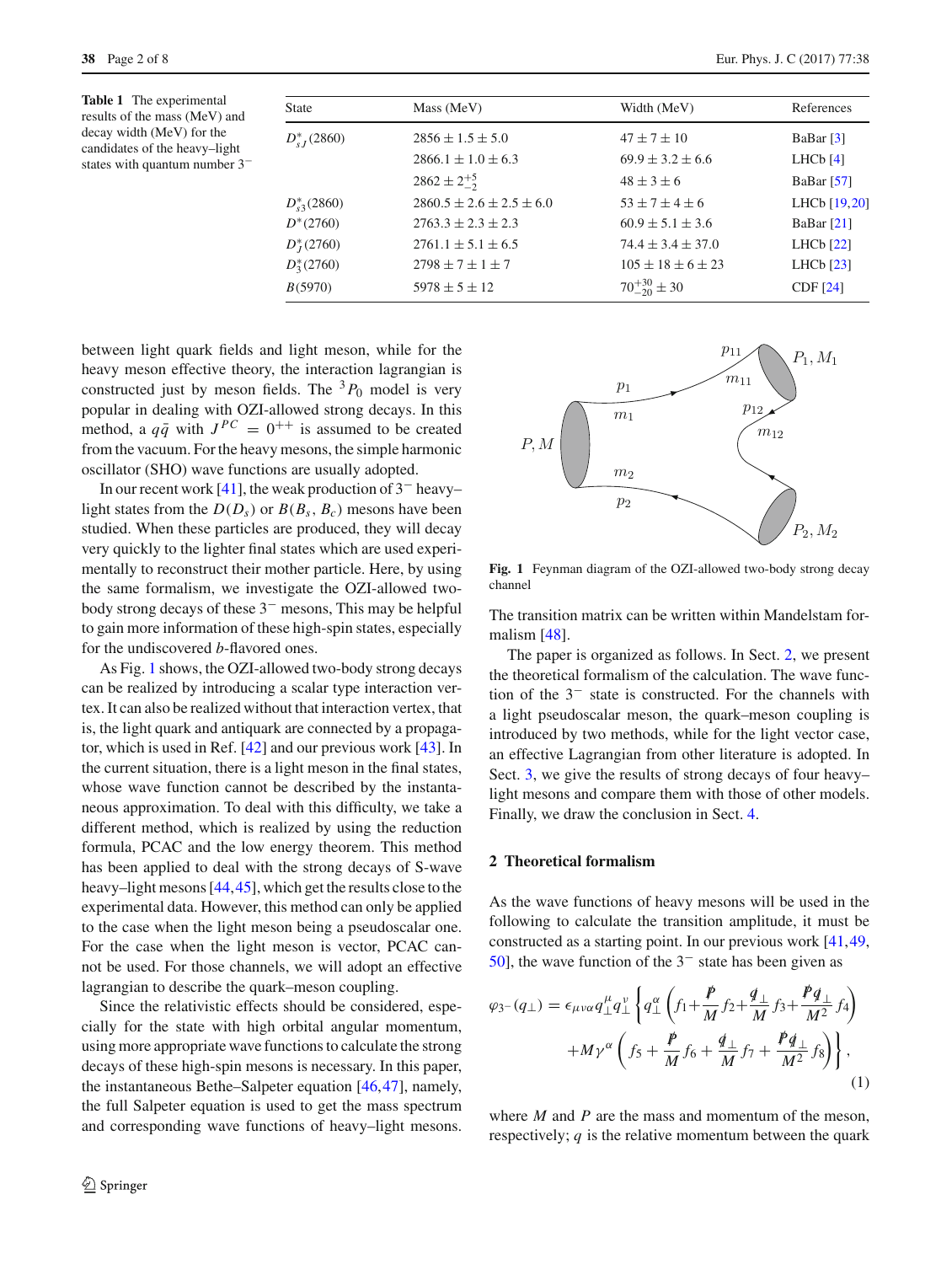**Table 1** The experimental results of the mass (MeV) and decay width (MeV) for the candidates of the heavy–light states with quantum number $3^-$

| State | Mass (MeV) | Width (MeV) | References |
|---|---|---|---|
| $D^*_{sJ}(2860)$ | $2856 \pm 1.5 \pm 5.0$ | $47 \pm 7 \pm 10$ | BaBar [3] |
| | $2866.1 \pm 1.0 \pm 6.3$ | $69.9 \pm 3.2 \pm 6.6$ | LHCb [4] |
| | $2862 \pm 2^{+5}_{-2}$ | $48 \pm 3 \pm 6$ | BaBar [57] |
| $D^*_{s3}(2860)$ | $2860.5 \pm 2.6 \pm 2.5 \pm 6.0$ | $53 \pm 7 \pm 4 \pm 6$ | LHCb [19,20] |
| $D^*(2760)$ | $2763.3 \pm 2.3 \pm 2.3$ | $60.9 \pm 5.1 \pm 3.6$ | BaBar [21] |
| $D^*_J(2760)$ | $2761.1 \pm 5.1 \pm 6.5$ | $74.4 \pm 3.4 \pm 37.0$ | LHCb [22] |
| $D^*_3(2760)$ | $2798 \pm 7 \pm 1 \pm 7$ | $105 \pm 18 \pm 6 \pm 23$ | LHCb [23] |
| $B(5970)$ | $5978 \pm 5 \pm 12$ | $70^{+30}_{-20} \pm 30$ | CDF [24] |

between light quark fields and light meson, while for the heavy meson effective theory, the interaction lagrangian is constructed just by meson fields. The $^3P_0$ model is very popular in dealing with OZI-allowed strong decays. In this method, a $q\bar{q}$ with $J^{PC} = 0^{++}$ is assumed to be created from the vacuum. For the heavy mesons, the simple harmonic oscillator (SHO) wave functions are usually adopted.

In our recent work [41], the weak production of $3^-$ heavy–light states from the $D(D_s)$ or $B(B_s, B_c)$ mesons have been studied. When these particles are produced, they will decay very quickly to the lighter final states which are used experimentally to reconstruct their mother particle. Here, by using the same formalism, we investigate the OZI-allowed two-body strong decays of these $3^-$ mesons, This may be helpful to gain more information of these high-spin states, especially for the undiscovered $b$-flavored ones.

As Fig. 1 shows, the OZI-allowed two-body strong decays can be realized by introducing a scalar type interaction vertex. It can also be realized without that interaction vertex, that is, the light quark and antiquark are connected by a propagator, which is used in Ref. [42] and our previous work [43]. In the current situation, there is a light meson in the final states, whose wave function cannot be described by the instantaneous approximation. To deal with this difficulty, we take a different method, which is realized by using the reduction formula, PCAC and the low energy theorem. This method has been applied to deal with the strong decays of S-wave heavy–light mesons [44,45], which get the results close to the experimental data. However, this method can only be applied to the case when the light meson being a pseudoscalar one. For the case when the light meson is vector, PCAC cannot be used. For those channels, we will adopt an effective lagrangian to describe the quark–meson coupling.

Since the relativistic effects should be considered, especially for the state with high orbital angular momentum, using more appropriate wave functions to calculate the strong decays of these high-spin mesons is necessary. In this paper, the instantaneous Bethe–Salpeter equation [46,47], namely, the full Salpeter equation is used to get the mass spectrum and corresponding wave functions of heavy–light mesons.

**Fig. 1** Feynman diagram of the OZI-allowed two-body strong decay channel

The transition matrix can be written within Mandelstam formalism [48].

The paper is organized as follows. In Sect. 2, we present the theoretical formalism of the calculation. The wave function of the $3^-$ state is constructed. For the channels with a light pseudoscalar meson, the quark–meson coupling is introduced by two methods, while for the light vector case, an effective Lagrangian from other literature is adopted. In Sect. 3, we give the results of strong decays of four heavy–light mesons and compare them with those of other models. Finally, we draw the conclusion in Sect. 4.

## 2 Theoretical formalism

As the wave functions of heavy mesons will be used in the following to calculate the transition amplitude, it must be constructed as a starting point. In our previous work [41,49,50], the wave function of the $3^-$ state has been given as

$$\varphi_{3^-}(q_\perp) = \epsilon_{\mu\nu\alpha} q_\perp^\mu q_\perp^\nu \left\{ q_\perp^\alpha \left( f_1 + \frac{\not{P}}{M} f_2 + \frac{\not{q}_\perp}{M} f_3 + \frac{\not{P}\not{q}_\perp}{M^2} f_4 \right) + M\gamma^\alpha \left( f_5 + \frac{\not{P}}{M} f_6 + \frac{\not{q}_\perp}{M} f_7 + \frac{\not{P}\not{q}_\perp}{M^2} f_8 \right) \right\}, \tag{1}$$

where $M$ and $P$ are the mass and momentum of the meson, respectively; $q$ is the relative momentum between the quark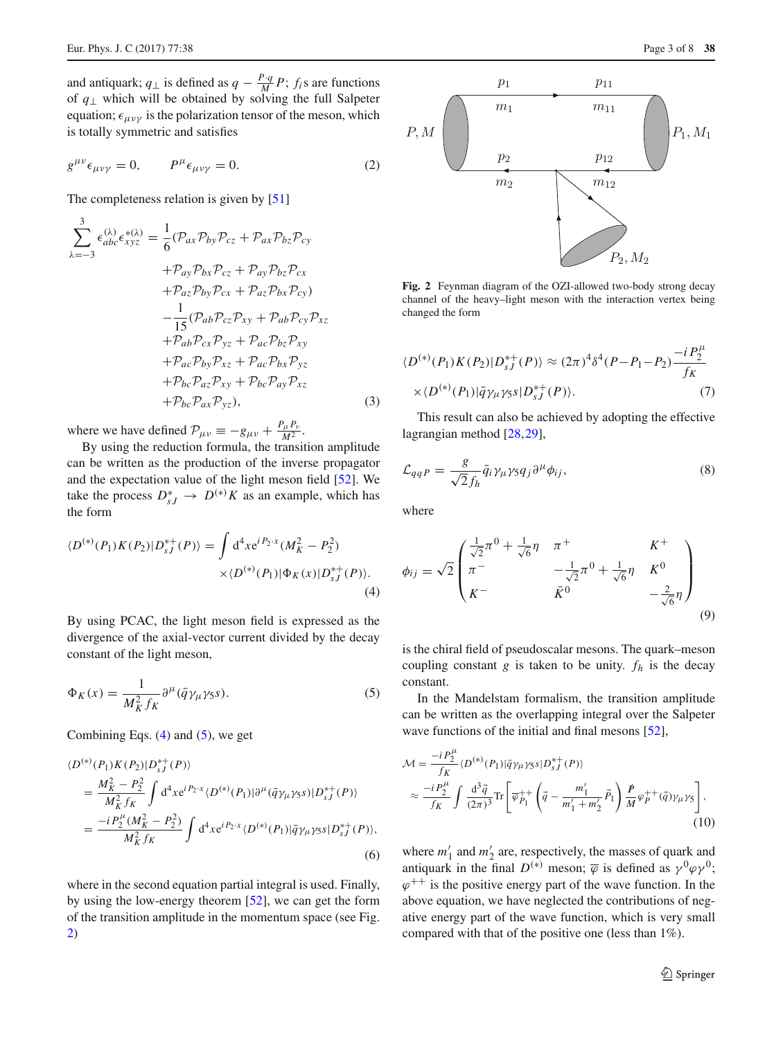and antiquark; $q_\perp$ is defined as $q - \frac{P\cdot q}{M}P$; $f_i$s are functions of $q_\perp$ which will be obtained by solving the full Salpeter equation; $\epsilon_{\mu\nu\gamma}$ is the polarization tensor of the meson, which is totally symmetric and satisfies

$$g^{\mu\nu}\epsilon_{\mu\nu\gamma} = 0, \qquad P^{\mu}\epsilon_{\mu\nu\gamma} = 0. \tag{2}$$

The completeness relation is given by [51]

$$\begin{aligned}
\sum_{\lambda=-3}^{3} \epsilon_{abc}^{(\lambda)}\epsilon_{xyz}^{*(\lambda)} = \frac{1}{6}(&\mathcal{P}_{ax}\mathcal{P}_{by}\mathcal{P}_{cz} + \mathcal{P}_{ax}\mathcal{P}_{bz}\mathcal{P}_{cy} \\
&+\mathcal{P}_{ay}\mathcal{P}_{bx}\mathcal{P}_{cz} + \mathcal{P}_{ay}\mathcal{P}_{bz}\mathcal{P}_{cx} \\
&+\mathcal{P}_{az}\mathcal{P}_{by}\mathcal{P}_{cx} + \mathcal{P}_{az}\mathcal{P}_{bx}\mathcal{P}_{cy}) \\
-\frac{1}{15}(&\mathcal{P}_{ab}\mathcal{P}_{cz}\mathcal{P}_{xy} + \mathcal{P}_{ab}\mathcal{P}_{cy}\mathcal{P}_{xz} \\
&+\mathcal{P}_{ab}\mathcal{P}_{cx}\mathcal{P}_{yz} + \mathcal{P}_{ac}\mathcal{P}_{bz}\mathcal{P}_{xy} \\
&+\mathcal{P}_{ac}\mathcal{P}_{by}\mathcal{P}_{xz} + \mathcal{P}_{ac}\mathcal{P}_{bx}\mathcal{P}_{yz} \\
&+\mathcal{P}_{bc}\mathcal{P}_{az}\mathcal{P}_{xy} + \mathcal{P}_{bc}\mathcal{P}_{ay}\mathcal{P}_{xz} \\
&+\mathcal{P}_{bc}\mathcal{P}_{ax}\mathcal{P}_{yz}),
\end{aligned} \tag{3}$$

where we have defined $\mathcal{P}_{\mu\nu} \equiv -g_{\mu\nu} + \frac{P_\mu P_\nu}{M^2}$.

By using the reduction formula, the transition amplitude can be written as the production of the inverse propagator and the expectation value of the light meson field [52]. We take the process $D_{sJ}^* \to D^{(*)}K$ as an example, which has the form

$$\langle D^{(*)}(P_1)K(P_2)|D_{sJ}^{*+}(P)\rangle = \int \mathrm{d}^4x e^{iP_2\cdot x}(M_K^2 - P_2^2) \times\langle D^{(*)}(P_1)|\Phi_K(x)|D_{sJ}^{*+}(P)\rangle. \tag{4}$$

By using PCAC, the light meson field is expressed as the divergence of the axial-vector current divided by the decay constant of the light meson,

$$\Phi_K(x) = \frac{1}{M_K^2 f_K}\partial^{\mu}(\bar{q}\gamma_\mu\gamma_5 s). \tag{5}$$

Combining Eqs. (4) and (5), we get

$$\begin{aligned}
&\langle D^{(*)}(P_1)K(P_2)|D_{sJ}^{*+}(P)\rangle \\
&= \frac{M_K^2 - P_2^2}{M_K^2 f_K}\int \mathrm{d}^4x e^{iP_2\cdot x}\langle D^{(*)}(P_1)|\partial^{\mu}(\bar{q}\gamma_\mu\gamma_5 s)|D_{sJ}^{*+}(P)\rangle \\
&= \frac{-iP_2^{\mu}(M_K^2 - P_2^2)}{M_K^2 f_K}\int \mathrm{d}^4x e^{iP_2\cdot x}\langle D^{(*)}(P_1)|\bar{q}\gamma_\mu\gamma_5 s|D_{sJ}^{*+}(P)\rangle,
\end{aligned} \tag{6}$$

where in the second equation partial integral is used. Finally, by using the low-energy theorem [52], we can get the form of the transition amplitude in the momentum space (see Fig. 2)

Fig. 2 Feynman diagram of the OZI-allowed two-body strong decay channel of the heavy–light meson with the interaction vertex being changed the form

$$\langle D^{(*)}(P_1)K(P_2)|D_{sJ}^{*+}(P)\rangle \approx (2\pi)^4\delta^4(P-P_1-P_2)\frac{-iP_2^{\mu}}{f_K} \times\langle D^{(*)}(P_1)|\bar{q}\gamma_\mu\gamma_5 s|D_{sJ}^{*+}(P)\rangle. \tag{7}$$

This result can also be achieved by adopting the effective lagrangian method [28,29],

$$\mathcal{L}_{qqP} = \frac{g}{\sqrt{2}f_h}\bar{q}_i\gamma_\mu\gamma_5 q_j\partial^{\mu}\phi_{ij}, \tag{8}$$

where

$$\phi_{ij} = \sqrt{2}\begin{pmatrix} \frac{1}{\sqrt{2}}\pi^0 + \frac{1}{\sqrt{6}}\eta & \pi^+ & K^+ \\ \pi^- & -\frac{1}{\sqrt{2}}\pi^0 + \frac{1}{\sqrt{6}}\eta & K^0 \\ K^- & \bar{K}^0 & -\frac{2}{\sqrt{6}}\eta \end{pmatrix} \tag{9}$$

is the chiral field of pseudoscalar mesons. The quark–meson coupling constant $g$ is taken to be unity. $f_h$ is the decay constant.

In the Mandelstam formalism, the transition amplitude can be written as the overlapping integral over the Salpeter wave functions of the initial and final mesons [52],

$$\begin{aligned}
\mathcal{M} &= \frac{-iP_2^{\mu}}{f_K}\langle D^{(*)}(P_1)|\bar{q}\gamma_\mu\gamma_5 s|D_{sJ}^{*+}(P)\rangle \\
&\approx \frac{-iP_2^{\mu}}{f_K}\int\frac{\mathrm{d}^3\vec{q}}{(2\pi)^3}\mathrm{Tr}\left[\overline{\varphi}_{P_1}^{++}\left(\vec{q} - \frac{m_1'}{m_1'+m_2'}\vec{P}_1\right)\frac{\not{P}}{M}\varphi_P^{++}(\vec{q})\gamma_\mu\gamma_5\right],
\end{aligned} \tag{10}$$

where $m_1'$ and $m_2'$ are, respectively, the masses of quark and antiquark in the final $D^{(*)}$ meson; $\overline{\varphi}$ is defined as $\gamma^0\varphi\gamma^0$; $\varphi^{++}$ is the positive energy part of the wave function. In the above equation, we have neglected the contributions of negative energy part of the wave function, which is very small compared with that of the positive one (less than 1%).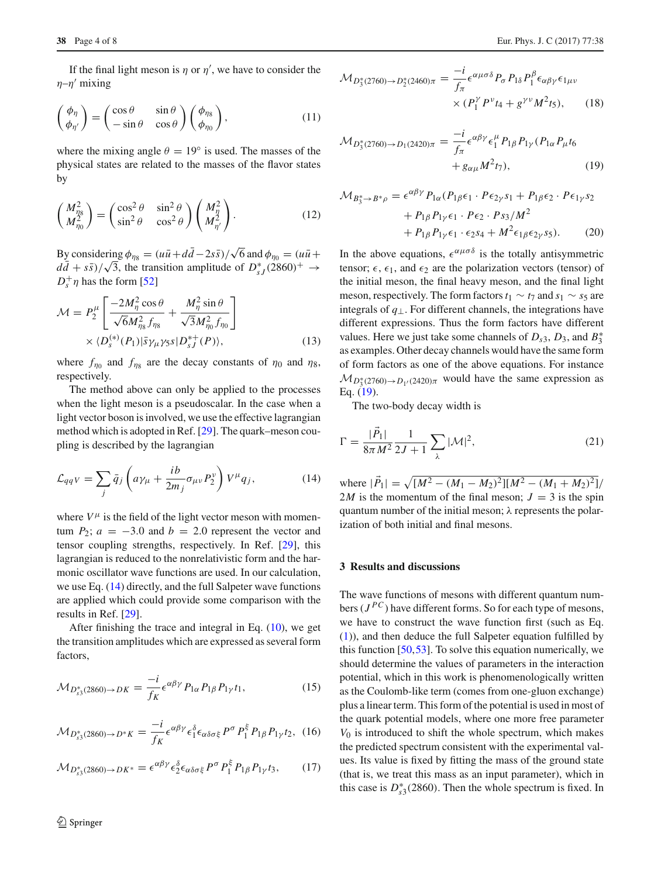If the final light meson is $\eta$ or $\eta'$, we have to consider the $\eta$–$\eta'$ mixing

$$\begin{pmatrix} \phi_\eta \\ \phi_{\eta'} \end{pmatrix} = \begin{pmatrix} \cos\theta & \sin\theta \\ -\sin\theta & \cos\theta \end{pmatrix} \begin{pmatrix} \phi_{\eta_8} \\ \phi_{\eta_0} \end{pmatrix}, \tag{11}$$

where the mixing angle $\theta = 19^\circ$ is used. The masses of the physical states are related to the masses of the flavor states by

$$\begin{pmatrix} M^2_{\eta_8} \\ M^2_{\eta_0} \end{pmatrix} = \begin{pmatrix} \cos^2\theta & \sin^2\theta \\ \sin^2\theta & \cos^2\theta \end{pmatrix} \begin{pmatrix} M^2_{\eta} \\ M^2_{\eta'} \end{pmatrix}. \tag{12}$$

By considering $\phi_{\eta_8} = (u\bar{u} + d\bar{d} - 2s\bar{s})/\sqrt{6}$ and $\phi_{\eta_0} = (u\bar{u} + d\bar{d} + s\bar{s})/\sqrt{3}$, the transition amplitude of $D^*_{sJ}(2860)^+ \to D^+_s\eta$ has the form [52]

$$\mathcal{M} = P_2^\mu \left[ \frac{-2M^2_\eta \cos\theta}{\sqrt{6}M^2_{\eta_8} f_{\eta_8}} + \frac{M^2_\eta \sin\theta}{\sqrt{3}M^2_{\eta_0} f_{\eta_0}} \right] \times \langle D_s^{(*)}(P_1)|\bar{s}\gamma_\mu\gamma_5 s|D^{*+}_{sJ}(P)\rangle, \tag{13}$$

where $f_{\eta_0}$ and $f_{\eta_8}$ are the decay constants of $\eta_0$ and $\eta_8$, respectively.

The method above can only be applied to the processes when the light meson is a pseudoscalar. In the case when a light vector boson is involved, we use the effective lagrangian method which is adopted in Ref. [29]. The quark–meson coupling is described by the lagrangian

$$\mathcal{L}_{qqV} = \sum_j \bar{q}_j \left( a\gamma_\mu + \frac{ib}{2m_j}\sigma_{\mu\nu}P_2^\nu \right) V^\mu q_j, \tag{14}$$

where $V^\mu$ is the field of the light vector meson with momentum $P_2$; $a = -3.0$ and $b = 2.0$ represent the vector and tensor coupling strengths, respectively. In Ref. [29], this lagrangian is reduced to the nonrelativistic form and the harmonic oscillator wave functions are used. In our calculation, we use Eq. (14) directly, and the full Salpeter wave functions are applied which could provide some comparison with the results in Ref. [29].

After finishing the trace and integral in Eq. (10), we get the transition amplitudes which are expressed as several form factors,

$$\mathcal{M}_{D^*_{s3}(2860)\to DK} = \frac{-i}{f_K}\epsilon^{\alpha\beta\gamma}P_{1\alpha}P_{1\beta}P_{1\gamma}t_1, \tag{15}$$

$$\mathcal{M}_{D^*_{s3}(2860)\to D^*K} = \frac{-i}{f_K}\epsilon^{\alpha\beta\gamma}\epsilon_1^\delta\epsilon_{\alpha\delta\sigma\xi}P^\sigma P_1^\xi P_{1\beta}P_{1\gamma}t_2, \tag{16}$$

$$\mathcal{M}_{D^*_{s3}(2860)\to DK^*} = \epsilon^{\alpha\beta\gamma}\epsilon_2^\delta\epsilon_{\alpha\delta\sigma\xi}P^\sigma P_1^\xi P_{1\beta}P_{1\gamma}t_3, \tag{17}$$

$$\mathcal{M}_{D^*_3(2760)\to D^*_2(2460)\pi} = \frac{-i}{f_\pi}\epsilon^{\alpha\mu\sigma\delta}P_\sigma P_{1\delta}P_1^\beta\epsilon_{\alpha\beta\gamma}\epsilon_{1\mu\nu} \times (P_1^\gamma P^\nu t_4 + g^{\gamma\nu}M^2 t_5), \tag{18}$$

$$\mathcal{M}_{D^*_3(2760)\to D_1(2420)\pi} = \frac{-i}{f_\pi}\epsilon^{\alpha\beta\gamma}\epsilon_1^\mu P_{1\beta}P_{1\gamma}(P_{1\alpha}P_\mu t_6 + g_{\alpha\mu}M^2 t_7), \tag{19}$$

$$\begin{aligned}\mathcal{M}_{B^*_3\to B^*\rho} = \epsilon^{\alpha\beta\gamma}P_{1\alpha}(&P_{1\beta}\epsilon_1\cdot P\epsilon_{2\gamma}s_1 + P_{1\beta}\epsilon_2\cdot P\epsilon_{1\gamma}s_2 \\ &+ P_{1\beta}P_{1\gamma}\epsilon_1\cdot P\epsilon_2\cdot Ps_3/M^2 \\ &+ P_{1\beta}P_{1\gamma}\epsilon_1\cdot\epsilon_2 s_4 + M^2\epsilon_{1\beta}\epsilon_{2\gamma}s_5).\end{aligned} \tag{20}$$

In the above equations, $\epsilon^{\alpha\mu\sigma\delta}$ is the totally antisymmetric tensor; $\epsilon$, $\epsilon_1$, and $\epsilon_2$ are the polarization vectors (tensor) of the initial meson, the final heavy meson, and the final light meson, respectively. The form factors $t_1 \sim t_7$ and $s_1 \sim s_5$ are integrals of $q_\perp$. For different channels, the integrations have different expressions. Thus the form factors have different values. Here we just take some channels of $D_{s3}$, $D_3$, and $B^*_3$ as examples. Other decay channels would have the same form of form factors as one of the above equations. For instance $\mathcal{M}_{D^*_3(2760)\to D_{1'}(2420)\pi}$ would have the same expression as Eq. (19).

The two-body decay width is

$$\Gamma = \frac{|\vec{P}_1|}{8\pi M^2}\frac{1}{2J+1}\sum_\lambda |\mathcal{M}|^2, \tag{21}$$

where $|\vec{P}_1| = \sqrt{[M^2 - (M_1 - M_2)^2][M^2 - (M_1 + M_2)^2]}/2M$ is the momentum of the final meson; $J = 3$ is the spin quantum number of the initial meson; $\lambda$ represents the polarization of both initial and final mesons.

## 3 Results and discussions

The wave functions of mesons with different quantum numbers ($J^{PC}$) have different forms. So for each type of mesons, we have to construct the wave function first (such as Eq. (1)), and then deduce the full Salpeter equation fulfilled by this function [50,53]. To solve this equation numerically, we should determine the values of parameters in the interaction potential, which in this work is phenomenologically written as the Coulomb-like term (comes from one-gluon exchange) plus a linear term. This form of the potential is used in most of the quark potential models, where one more free parameter $V_0$ is introduced to shift the whole spectrum, which makes the predicted spectrum consistent with the experimental values. Its value is fixed by fitting the mass of the ground state (that is, we treat this mass as an input parameter), which in this case is $D^*_{s3}(2860)$. Then the whole spectrum is fixed. In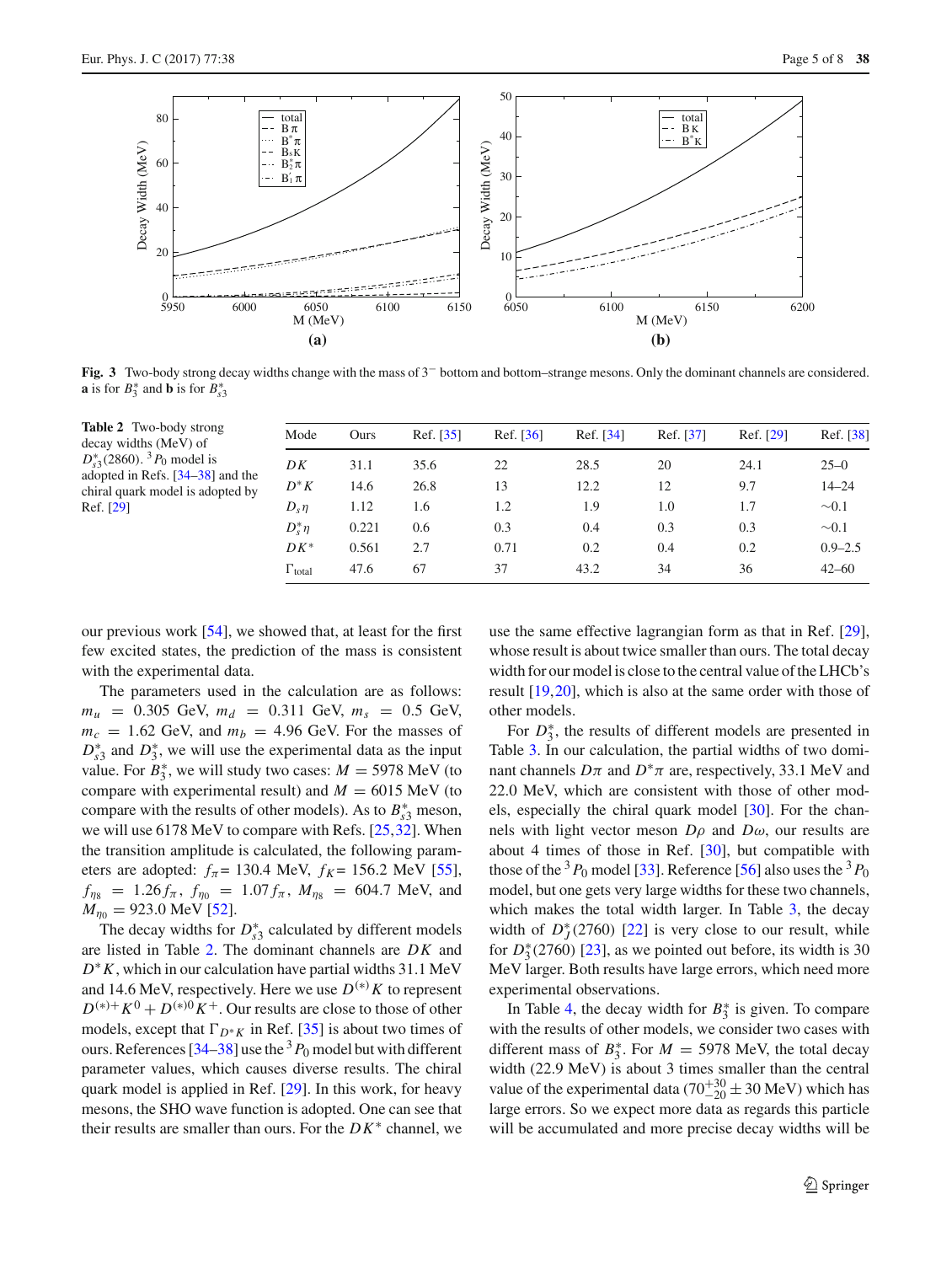**Fig. 3** Two-body strong decay widths change with the mass of $3^-$ bottom and bottom–strange mesons. Only the dominant channels are considered. **a** is for $B_3^*$ and **b** is for $B_{s3}^*$

**Table 2** Two-body strong decay widths (MeV) of $D_{s3}^*(2860)$. $^3P_0$ model is adopted in Refs. [34–38] and the chiral quark model is adopted by Ref. [29]

| Mode | Ours | Ref. [35] | Ref. [36] | Ref. [34] | Ref. [37] | Ref. [29] | Ref. [38] |
|---|---|---|---|---|---|---|---|
| $DK$ | 31.1 | 35.6 | 22 | 28.5 | 20 | 24.1 | 25–0 |
| $D^*K$ | 14.6 | 26.8 | 13 | 12.2 | 12 | 9.7 | 14–24 |
| $D_s\eta$ | 1.12 | 1.6 | 1.2 | 1.9 | 1.0 | 1.7 | ~0.1 |
| $D_s^*\eta$ | 0.221 | 0.6 | 0.3 | 0.4 | 0.3 | 0.3 | ~0.1 |
| $DK^*$ | 0.561 | 2.7 | 0.71 | 0.2 | 0.4 | 0.2 | 0.9–2.5 |
| $\Gamma_{\text{total}}$ | 47.6 | 67 | 37 | 43.2 | 34 | 36 | 42–60 |

our previous work [54], we showed that, at least for the first few excited states, the prediction of the mass is consistent with the experimental data.

The parameters used in the calculation are as follows: $m_u = 0.305$ GeV, $m_d = 0.311$ GeV, $m_s = 0.5$ GeV, $m_c = 1.62$ GeV, and $m_b = 4.96$ GeV. For the masses of $D_{s3}^*$ and $D_3^*$, we will use the experimental data as the input value. For $B_3^*$, we will study two cases: $M = 5978$ MeV (to compare with experimental result) and $M = 6015$ MeV (to compare with the results of other models). As to $B_{s3}^*$ meson, we will use 6178 MeV to compare with Refs. [25,32]. When the transition amplitude is calculated, the following parameters are adopted: $f_\pi = 130.4$ MeV, $f_K = 156.2$ MeV [55], $f_{\eta_8} = 1.26 f_\pi$, $f_{\eta_0} = 1.07 f_\pi$, $M_{\eta_8} = 604.7$ MeV, and $M_{\eta_0} = 923.0$ MeV [52].

The decay widths for $D_{s3}^*$ calculated by different models are listed in Table 2. The dominant channels are $DK$ and $D^*K$, which in our calculation have partial widths 31.1 MeV and 14.6 MeV, respectively. Here we use $D^{(*)}K$ to represent $D^{(*)+}K^0 + D^{(*)0}K^+$. Our results are close to those of other models, except that $\Gamma_{D^*K}$ in Ref. [35] is about two times of ours. References [34–38] use the $^3P_0$ model but with different parameter values, which causes diverse results. The chiral quark model is applied in Ref. [29]. In this work, for heavy mesons, the SHO wave function is adopted. One can see that their results are smaller than ours. For the $DK^*$ channel, we use the same effective lagrangian form as that in Ref. [29], whose result is about twice smaller than ours. The total decay width for our model is close to the central value of the LHCb's result [19,20], which is also at the same order with those of other models.

For $D_3^*$, the results of different models are presented in Table 3. In our calculation, the partial widths of two dominant channels $D\pi$ and $D^*\pi$ are, respectively, 33.1 MeV and 22.0 MeV, which are consistent with those of other models, especially the chiral quark model [30]. For the channels with light vector meson $D\rho$ and $D\omega$, our results are about 4 times of those in Ref. [30], but compatible with those of the $^3P_0$ model [33]. Reference [56] also uses the $^3P_0$ model, but one gets very large widths for these two channels, which makes the total width larger. In Table 3, the decay width of $D_J^*(2760)$ [22] is very close to our result, while for $D_3^*(2760)$ [23], as we pointed out before, its width is 30 MeV larger. Both results have large errors, which need more experimental observations.

In Table 4, the decay width for $B_3^*$ is given. To compare with the results of other models, we consider two cases with different mass of $B_3^*$. For $M = 5978$ MeV, the total decay width (22.9 MeV) is about 3 times smaller than the central value of the experimental data ($70^{+30}_{-20} \pm 30$ MeV) which has large errors. So we expect more data as regards this particle will be accumulated and more precise decay widths will be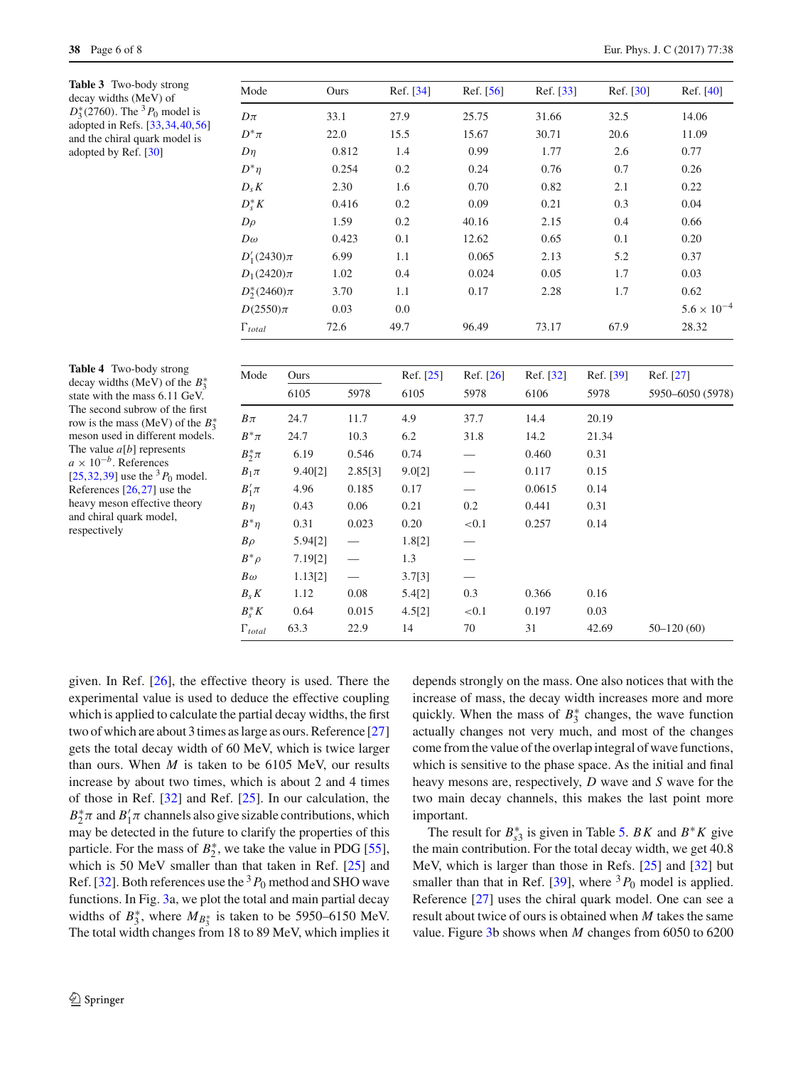**Table 3** Two-body strong decay widths (MeV) of $D_3^*(2760)$. The $^3P_0$ model is adopted in Refs. [33,34,40,56] and the chiral quark model is adopted by Ref. [30]

| Mode | Ours | Ref. [34] | Ref. [56] | Ref. [33] | Ref. [30] | Ref. [40] |
|---|---|---|---|---|---|---|
| $D\pi$ | 33.1 | 27.9 | 25.75 | 31.66 | 32.5 | 14.06 |
| $D^*\pi$ | 22.0 | 15.5 | 15.67 | 30.71 | 20.6 | 11.09 |
| $D\eta$ | 0.812 | 1.4 | 0.99 | 1.77 | 2.6 | 0.77 |
| $D^*\eta$ | 0.254 | 0.2 | 0.24 | 0.76 | 0.7 | 0.26 |
| $D_sK$ | 2.30 | 1.6 | 0.70 | 0.82 | 2.1 | 0.22 |
| $D_s^*K$ | 0.416 | 0.2 | 0.09 | 0.21 | 0.3 | 0.04 |
| $D\rho$ | 1.59 | 0.2 | 40.16 | 2.15 | 0.4 | 0.66 |
| $D\omega$ | 0.423 | 0.1 | 12.62 | 0.65 | 0.1 | 0.20 |
| $D_1'(2430)\pi$ | 6.99 | 1.1 | 0.065 | 2.13 | 5.2 | 0.37 |
| $D_1(2420)\pi$ | 1.02 | 0.4 | 0.024 | 0.05 | 1.7 | 0.03 |
| $D_2^*(2460)\pi$ | 3.70 | 1.1 | 0.17 | 2.28 | 1.7 | 0.62 |
| $D(2550)\pi$ | 0.03 | 0.0 | | | | $5.6\times10^{-4}$ |
| $\Gamma_{total}$ | 72.6 | 49.7 | 96.49 | 73.17 | 67.9 | 28.32 |

**Table 4** Two-body strong decay widths (MeV) of the $B_3^*$ state with the mass 6.11 GeV. The second subrow of the first row is the mass (MeV) of the $B_3^*$ meson used in different models. The value $a[b]$ represents $a\times10^{-b}$. References [25,32,39] use the $^3P_0$ model. References [26,27] use the heavy meson effective theory and chiral quark model, respectively

| Mode | Ours | | Ref. [25] | Ref. [26] | Ref. [32] | Ref. [39] | Ref. [27] |
|---|---|---|---|---|---|---|---|
| | 6105 | 5978 | 6105 | 5978 | 6106 | 5978 | 5950–6050 (5978) |
| $B\pi$ | 24.7 | 11.7 | 4.9 | 37.7 | 14.4 | 20.19 | |
| $B^*\pi$ | 24.7 | 10.3 | 6.2 | 31.8 | 14.2 | 21.34 | |
| $B_2^*\pi$ | 6.19 | 0.546 | 0.74 | — | 0.460 | 0.31 | |
| $B_1\pi$ | 9.40[2] | 2.85[3] | 9.0[2] | — | 0.117 | 0.15 | |
| $B_1'\pi$ | 4.96 | 0.185 | 0.17 | — | 0.0615 | 0.14 | |
| $B\eta$ | 0.43 | 0.06 | 0.21 | 0.2 | 0.441 | 0.31 | |
| $B^*\eta$ | 0.31 | 0.023 | 0.20 | <0.1 | 0.257 | 0.14 | |
| $B\rho$ | 5.94[2] | — | 1.8[2] | — | | | |
| $B^*\rho$ | 7.19[2] | — | 1.3 | — | | | |
| $B\omega$ | 1.13[2] | — | 3.7[3] | — | | | |
| $B_sK$ | 1.12 | 0.08 | 5.4[2] | 0.3 | 0.366 | 0.16 | |
| $B_s^*K$ | 0.64 | 0.015 | 4.5[2] | <0.1 | 0.197 | 0.03 | |
| $\Gamma_{total}$ | 63.3 | 22.9 | 14 | 70 | 31 | 42.69 | 50–120 (60) |

given. In Ref. [26], the effective theory is used. There the experimental value is used to deduce the effective coupling which is applied to calculate the partial decay widths, the first two of which are about 3 times as large as ours. Reference [27] gets the total decay width of 60 MeV, which is twice larger than ours. When $M$ is taken to be 6105 MeV, our results increase by about two times, which is about 2 and 4 times of those in Ref. [32] and Ref. [25]. In our calculation, the $B_2^*\pi$ and $B_1'\pi$ channels also give sizable contributions, which may be detected in the future to clarify the properties of this particle. For the mass of $B_2^*$, we take the value in PDG [55], which is 50 MeV smaller than that taken in Ref. [25] and Ref. [32]. Both references use the $^3P_0$ method and SHO wave functions. In Fig. 3a, we plot the total and main partial decay widths of $B_3^*$, where $M_{B_3^*}$ is taken to be 5950–6150 MeV. The total width changes from 18 to 89 MeV, which implies it depends strongly on the mass. One also notices that with the increase of mass, the decay width increases more and more quickly. When the mass of $B_3^*$ changes, the wave function actually changes not very much, and most of the changes come from the value of the overlap integral of wave functions, which is sensitive to the phase space. As the initial and final heavy mesons are, respectively, $D$ wave and $S$ wave for the two main decay channels, this makes the last point more important.

The result for $B_{s3}^*$ is given in Table 5. $BK$ and $B^*K$ give the main contribution. For the total decay width, we get 40.8 MeV, which is larger than those in Refs. [25] and [32] but smaller than that in Ref. [39], where $^3P_0$ model is applied. Reference [27] uses the chiral quark model. One can see a result about twice of ours is obtained when $M$ takes the same value. Figure 3b shows when $M$ changes from 6050 to 6200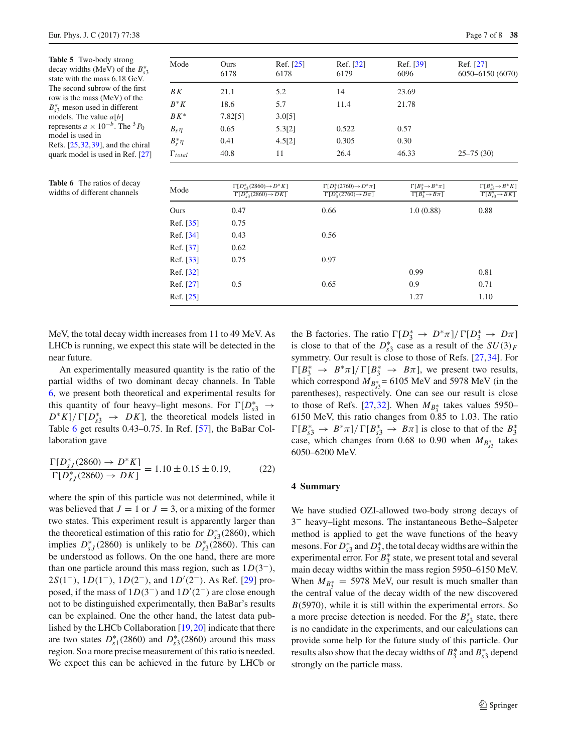**Table 5** Two-body strong decay widths (MeV) of the $B_{s3}^*$ state with the mass 6.18 GeV. The second subrow of the first row is the mass (MeV) of the $B_{s3}^*$ meson used in different models. The value $a[b]$ represents $a \times 10^{-b}$. The $^3P_0$ model is used in Refs. [25,32,39], and the chiral quark model is used in Ref. [27]

| Mode | Ours | Ref. [25] | Ref. [32] | Ref. [39] | Ref. [27] |
|---|---|---|---|---|---|
| | 6178 | 6178 | 6179 | 6096 | 6050–6150 (6070) |
| $BK$ | 21.1 | 5.2 | 14 | 23.69 | |
| $B^*K$ | 18.6 | 5.7 | 11.4 | 21.78 | |
| $BK^*$ | 7.82[5] | 3.0[5] | | | |
| $B_s\eta$ | 0.65 | 5.3[2] | 0.522 | 0.57 | |
| $B_s^*\eta$ | 0.41 | 4.5[2] | 0.305 | 0.30 | |
| $\Gamma_{total}$ | 40.8 | 11 | 26.4 | 46.33 | 25–75 (30) |

**Table 6** The ratios of decay widths of different channels

| Mode | $\frac{\Gamma[D_{s3}^*(2860)\to D^*K]}{\Gamma[D_{s3}^*(2860)\to DK]}$ | $\frac{\Gamma[D_3^*(2760)\to D^*\pi]}{\Gamma[D_3^*(2760)\to D\pi]}$ | $\frac{\Gamma[B_3^*\to B^*\pi]}{\Gamma[B_3^*\to B\pi]}$ | $\frac{\Gamma[B_{s3}^*\to B^*K]}{\Gamma[B_{s3}^*\to BK]}$ |
|---|---|---|---|---|
| Ours | 0.47 | 0.66 | 1.0 (0.88) | 0.88 |
| Ref. [35] | 0.75 | | | |
| Ref. [34] | 0.43 | 0.56 | | |
| Ref. [37] | 0.62 | | | |
| Ref. [33] | 0.75 | 0.97 | | |
| Ref. [32] | | | 0.99 | 0.81 |
| Ref. [27] | 0.5 | 0.65 | 0.9 | 0.71 |
| Ref. [25] | | | 1.27 | 1.10 |

MeV, the total decay width increases from 11 to 49 MeV. As LHCb is running, we expect this state will be detected in the near future.

An experimentally measured quantity is the ratio of the partial widths of two dominant decay channels. In Table 6, we present both theoretical and experimental results for this quantity of four heavy–light mesons. For $\Gamma[D_{s3}^* \to D^*K]/\Gamma[D_{s3}^* \to DK]$, the theoretical models listed in Table 6 get results 0.43–0.75. In Ref. [57], the BaBar Collaboration gave

$$\frac{\Gamma[D_{sJ}^*(2860) \to D^*K]}{\Gamma[D_{sJ}^*(2860) \to DK]} = 1.10 \pm 0.15 \pm 0.19, \tag{22}$$

where the spin of this particle was not determined, while it was believed that $J = 1$ or $J = 3$, or a mixing of the former two states. This experiment result is apparently larger than the theoretical estimation of this ratio for $D_{s3}^*(2860)$, which implies $D_{sJ}^*(2860)$ is unlikely to be $D_{s3}^*(2860)$. This can be understood as follows. On the one hand, there are more than one particle around this mass region, such as $1D(3^-)$, $2S(1^-)$, $1D(1^-)$, $1D(2^-)$, and $1D'(2^-)$. As Ref. [29] proposed, if the mass of $1D(3^-)$ and $1D'(2^-)$ are close enough not to be distinguished experimentally, then BaBar's results can be explained. One the other hand, the latest data published by the LHCb Collaboration [19,20] indicate that there are two states $D_{s1}^*(2860)$ and $D_{s3}^*(2860)$ around this mass region. So a more precise measurement of this ratio is needed. We expect this can be achieved in the future by LHCb or the B factories. The ratio $\Gamma[D_3^* \to D^*\pi]/\Gamma[D_3^* \to D\pi]$ is close to that of the $D_{s3}^*$ case as a result of the $SU(3)_F$ symmetry. Our result is close to those of Refs. [27,34]. For $\Gamma[B_3^* \to B^*\pi]/\Gamma[B_3^* \to B\pi]$, we present two results, which correspond $M_{B_{s3}^*}$ = 6105 MeV and 5978 MeV (in the parentheses), respectively. One can see our result is close to those of Refs. [27,32]. When $M_{B_3^*}$ takes values 5950–6150 MeV, this ratio changes from 0.85 to 1.03. The ratio $\Gamma[B_{s3}^* \to B^*\pi]/\Gamma[B_{s3}^* \to B\pi]$ is close to that of the $B_3^*$ case, which changes from 0.68 to 0.90 when $M_{B_{s3}^*}$ takes 6050–6200 MeV.

## 4 Summary

We have studied OZI-allowed two-body strong decays of $3^-$ heavy–light mesons. The instantaneous Bethe–Salpeter method is applied to get the wave functions of the heavy mesons. For $D_{s3}^*$ and $D_3^*$, the total decay widths are within the experimental error. For $B_3^*$ state, we present total and several main decay widths within the mass region 5950–6150 MeV. When $M_{B_3^*} = 5978$ MeV, our result is much smaller than the central value of the decay width of the new discovered $B(5970)$, while it is still within the experimental errors. So a more precise detection is needed. For the $B_{s3}^*$ state, there is no candidate in the experiments, and our calculations can provide some help for the future study of this particle. Our results also show that the decay widths of $B_3^*$ and $B_{s3}^*$ depend strongly on the particle mass.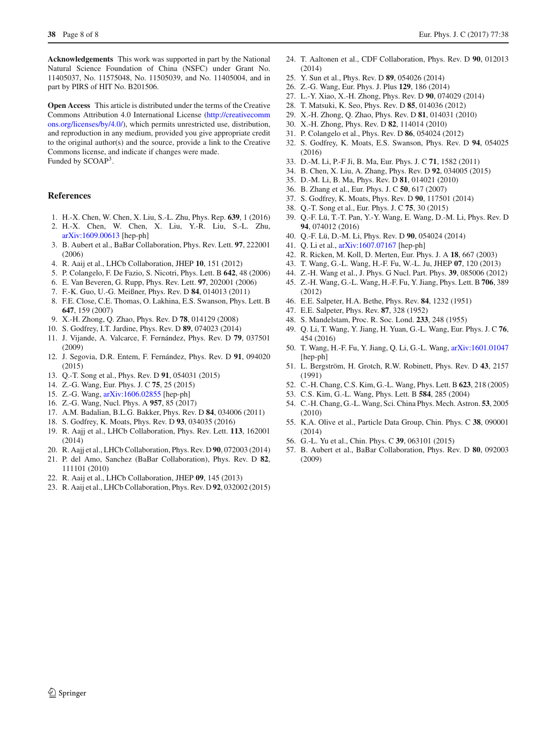**Acknowledgements** This work was supported in part by the National Natural Science Foundation of China (NSFC) under Grant No. 11405037, No. 11575048, No. 11505039, and No. 11405004, and in part by PIRS of HIT No. B201506.

**Open Access** This article is distributed under the terms of the Creative Commons Attribution 4.0 International License (http://creativecommons.org/licenses/by/4.0/), which permits unrestricted use, distribution, and reproduction in any medium, provided you give appropriate credit to the original author(s) and the source, provide a link to the Creative Commons license, and indicate if changes were made.
Funded by SCOAP[3].

## References

1. H.-X. Chen, W. Chen, X. Liu, S.-L. Zhu, Phys. Rep. **639**, 1 (2016)
2. H.-X. Chen, W. Chen, X. Liu, Y.-R. Liu, S.-L. Zhu, arXiv:1609.00613 [hep-ph]
3. B. Aubert et al., BaBar Collaboration, Phys. Rev. Lett. **97**, 222001 (2006)
4. R. Aaij et al., LHCb Collaboration, JHEP **10**, 151 (2012)
5. P. Colangelo, F. De Fazio, S. Nicotri, Phys. Lett. B **642**, 48 (2006)
6. E. Van Beveren, G. Rupp, Phys. Rev. Lett. **97**, 202001 (2006)
7. F.-K. Guo, U.-G. Meißner, Phys. Rev. D **84**, 014013 (2011)
8. F.E. Close, C.E. Thomas, O. Lakhina, E.S. Swanson, Phys. Lett. B **647**, 159 (2007)
9. X.-H. Zhong, Q. Zhao, Phys. Rev. D **78**, 014129 (2008)
10. S. Godfrey, I.T. Jardine, Phys. Rev. D **89**, 074023 (2014)
11. J. Vijande, A. Valcarce, F. Fernández, Phys. Rev. D **79**, 037501 (2009)
12. J. Segovia, D.R. Entem, F. Fernández, Phys. Rev. D **91**, 094020 (2015)
13. Q.-T. Song et al., Phys. Rev. D **91**, 054031 (2015)
14. Z.-G. Wang, Eur. Phys. J. C **75**, 25 (2015)
15. Z.-G. Wang, arXiv:1606.02855 [hep-ph]
16. Z.-G. Wang, Nucl. Phys. A **957**, 85 (2017)
17. A.M. Badalian, B.L.G. Bakker, Phys. Rev. D **84**, 034006 (2011)
18. S. Godfrey, K. Moats, Phys. Rev. D **93**, 034035 (2016)
19. R. Aajj et al., LHCb Collaboration, Phys. Rev. Lett. **113**, 162001 (2014)
20. R. Aajj et al., LHCb Collaboration, Phys. Rev. D **90**, 072003 (2014)
21. P. del Amo, Sanchez (BaBar Collaboration), Phys. Rev. D **82**, 111101 (2010)
22. R. Aaij et al., LHCb Collaboration, JHEP **09**, 145 (2013)
23. R. Aaij et al., LHCb Collaboration, Phys. Rev. D **92**, 032002 (2015)
24. T. Aaltonen et al., CDF Collaboration, Phys. Rev. D **90**, 012013 (2014)
25. Y. Sun et al., Phys. Rev. D **89**, 054026 (2014)
26. Z.-G. Wang, Eur. Phys. J. Plus **129**, 186 (2014)
27. L.-Y. Xiao, X.-H. Zhong, Phys. Rev. D **90**, 074029 (2014)
28. T. Matsuki, K. Seo, Phys. Rev. D **85**, 014036 (2012)
29. X.-H. Zhong, Q. Zhao, Phys. Rev. D **81**, 014031 (2010)
30. X.-H. Zhong, Phys. Rev. D **82**, 114014 (2010)
31. P. Colangelo et al., Phys. Rev. D **86**, 054024 (2012)
32. S. Godfrey, K. Moats, E.S. Swanson, Phys. Rev. D **94**, 054025 (2016)
33. D.-M. Li, P.-F Ji, B. Ma, Eur. Phys. J. C **71**, 1582 (2011)
34. B. Chen, X. Liu, A. Zhang, Phys. Rev. D **92**, 034005 (2015)
35. D.-M. Li, B. Ma, Phys. Rev. D **81**, 014021 (2010)
36. B. Zhang et al., Eur. Phys. J. C **50**, 617 (2007)
37. S. Godfrey, K. Moats, Phys. Rev. D **90**, 117501 (2014)
38. Q.-T. Song et al., Eur. Phys. J. C **75**, 30 (2015)
39. Q.-F. Lü, T.-T. Pan, Y.-Y. Wang, E. Wang, D.-M. Li, Phys. Rev. D **94**, 074012 (2016)
40. Q.-F. Lü, D.-M. Li, Phys. Rev. D **90**, 054024 (2014)
41. Q. Li et al., arXiv:1607.07167 [hep-ph]
42. R. Ricken, M. Koll, D. Merten, Eur. Phys. J. A **18**, 667 (2003)
43. T. Wang, G.-L. Wang, H.-F. Fu, W.-L. Ju, JHEP **07**, 120 (2013)
44. Z.-H. Wang et al., J. Phys. G Nucl. Part. Phys. **39**, 085006 (2012)
45. Z.-H. Wang, G.-L. Wang, H.-F. Fu, Y. Jiang, Phys. Lett. B **706**, 389 (2012)
46. E.E. Salpeter, H.A. Bethe, Phys. Rev. **84**, 1232 (1951)
47. E.E. Salpeter, Phys. Rev. **87**, 328 (1952)
48. S. Mandelstam, Proc. R. Soc. Lond. **233**, 248 (1955)
49. Q. Li, T. Wang, Y. Jiang, H. Yuan, G.-L. Wang, Eur. Phys. J. C **76**, 454 (2016)
50. T. Wang, H.-F. Fu, Y. Jiang, Q. Li, G.-L. Wang, arXiv:1601.01047 [hep-ph]
51. L. Bergström, H. Grotch, R.W. Robinett, Phys. Rev. D **43**, 2157 (1991)
52. C.-H. Chang, C.S. Kim, G.-L. Wang, Phys. Lett. B **623**, 218 (2005)
53. C.S. Kim, G.-L. Wang, Phys. Lett. B **584**, 285 (2004)
54. C.-H. Chang, G.-L. Wang, Sci. China Phys. Mech. Astron. **53**, 2005 (2010)
55. K.A. Olive et al., Particle Data Group, Chin. Phys. C **38**, 090001 (2014)
56. G.-L. Yu et al., Chin. Phys. C **39**, 063101 (2015)
57. B. Aubert et al., BaBar Collaboration, Phys. Rev. D **80**, 092003 (2009)